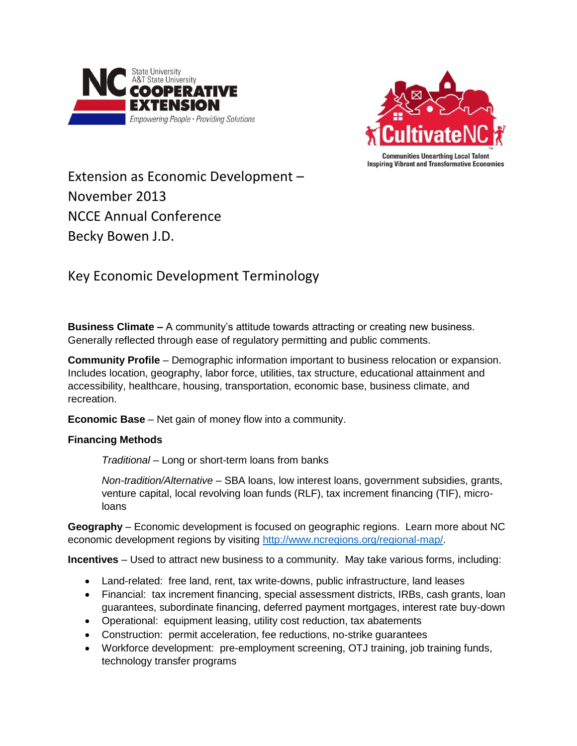Extension as Economic Development – November 2013
NCCE Annual Conference
Becky Bowen J.D.

## Key Economic Development Terminology

**Business Climate –** A community's attitude towards attracting or creating new business. Generally reflected through ease of regulatory permitting and public comments.

**Community Profile** – Demographic information important to business relocation or expansion. Includes location, geography, labor force, utilities, tax structure, educational attainment and accessibility, healthcare, housing, transportation, economic base, business climate, and recreation.

**Economic Base** – Net gain of money flow into a community.

**Financing Methods**

*Traditional* – Long or short-term loans from banks

*Non-tradition/Alternative* – SBA loans, low interest loans, government subsidies, grants, venture capital, local revolving loan funds (RLF), tax increment financing (TIF), micro-loans

**Geography** – Economic development is focused on geographic regions. Learn more about NC economic development regions by visiting [http://www.ncregions.org/regional-map/](http://www.ncregions.org/regional-map/).

**Incentives** – Used to attract new business to a community. May take various forms, including:

- Land-related: free land, rent, tax write-downs, public infrastructure, land leases
- Financial: tax increment financing, special assessment districts, IRBs, cash grants, loan guarantees, subordinate financing, deferred payment mortgages, interest rate buy-down
- Operational: equipment leasing, utility cost reduction, tax abatements
- Construction: permit acceleration, fee reductions, no-strike guarantees
- Workforce development: pre-employment screening, OTJ training, job training funds, technology transfer programs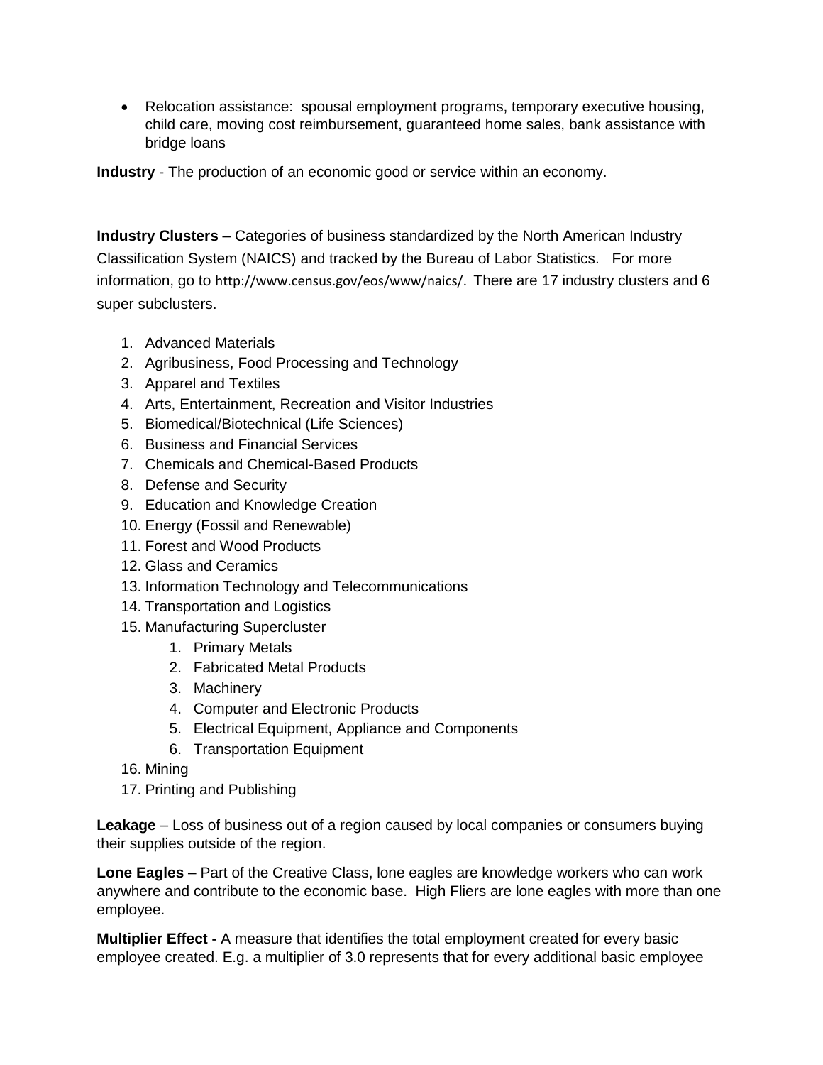- Relocation assistance: spousal employment programs, temporary executive housing, child care, moving cost reimbursement, guaranteed home sales, bank assistance with bridge loans

**Industry** - The production of an economic good or service within an economy.

**Industry Clusters** – Categories of business standardized by the North American Industry Classification System (NAICS) and tracked by the Bureau of Labor Statistics. For more information, go to http://www.census.gov/eos/www/naics/. There are 17 industry clusters and 6 super subclusters.

1. Advanced Materials
2. Agribusiness, Food Processing and Technology
3. Apparel and Textiles
4. Arts, Entertainment, Recreation and Visitor Industries
5. Biomedical/Biotechnical (Life Sciences)
6. Business and Financial Services
7. Chemicals and Chemical-Based Products
8. Defense and Security
9. Education and Knowledge Creation
10. Energy (Fossil and Renewable)
11. Forest and Wood Products
12. Glass and Ceramics
13. Information Technology and Telecommunications
14. Transportation and Logistics
15. Manufacturing Supercluster
    1. Primary Metals
    2. Fabricated Metal Products
    3. Machinery
    4. Computer and Electronic Products
    5. Electrical Equipment, Appliance and Components
    6. Transportation Equipment
16. Mining
17. Printing and Publishing

**Leakage** – Loss of business out of a region caused by local companies or consumers buying their supplies outside of the region.

**Lone Eagles** – Part of the Creative Class, lone eagles are knowledge workers who can work anywhere and contribute to the economic base. High Fliers are lone eagles with more than one employee.

**Multiplier Effect -** A measure that identifies the total employment created for every basic employee created. E.g. a multiplier of 3.0 represents that for every additional basic employee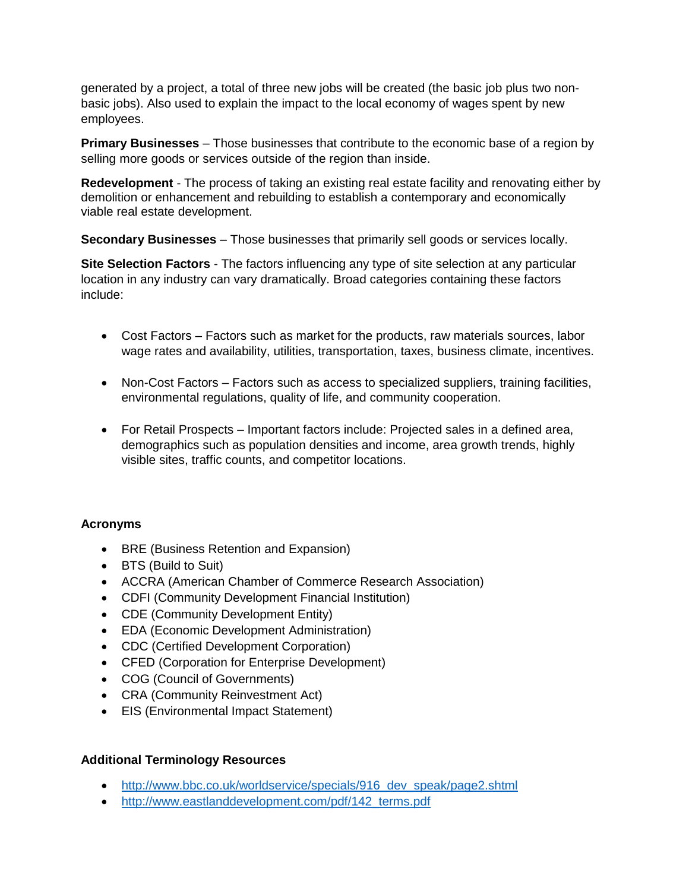generated by a project, a total of three new jobs will be created (the basic job plus two non-basic jobs). Also used to explain the impact to the local economy of wages spent by new employees.

**Primary Businesses** – Those businesses that contribute to the economic base of a region by selling more goods or services outside of the region than inside.

**Redevelopment** - The process of taking an existing real estate facility and renovating either by demolition or enhancement and rebuilding to establish a contemporary and economically viable real estate development.

**Secondary Businesses** – Those businesses that primarily sell goods or services locally.

**Site Selection Factors** - The factors influencing any type of site selection at any particular location in any industry can vary dramatically. Broad categories containing these factors include:

- Cost Factors – Factors such as market for the products, raw materials sources, labor wage rates and availability, utilities, transportation, taxes, business climate, incentives.
- Non-Cost Factors – Factors such as access to specialized suppliers, training facilities, environmental regulations, quality of life, and community cooperation.
- For Retail Prospects – Important factors include: Projected sales in a defined area, demographics such as population densities and income, area growth trends, highly visible sites, traffic counts, and competitor locations.

**Acronyms**

- BRE (Business Retention and Expansion)
- BTS (Build to Suit)
- ACCRA (American Chamber of Commerce Research Association)
- CDFI (Community Development Financial Institution)
- CDE (Community Development Entity)
- EDA (Economic Development Administration)
- CDC (Certified Development Corporation)
- CFED (Corporation for Enterprise Development)
- COG (Council of Governments)
- CRA (Community Reinvestment Act)
- EIS (Environmental Impact Statement)

**Additional Terminology Resources**

- http://www.bbc.co.uk/worldservice/specials/916_dev_speak/page2.shtml
- http://www.eastlanddevelopment.com/pdf/142_terms.pdf